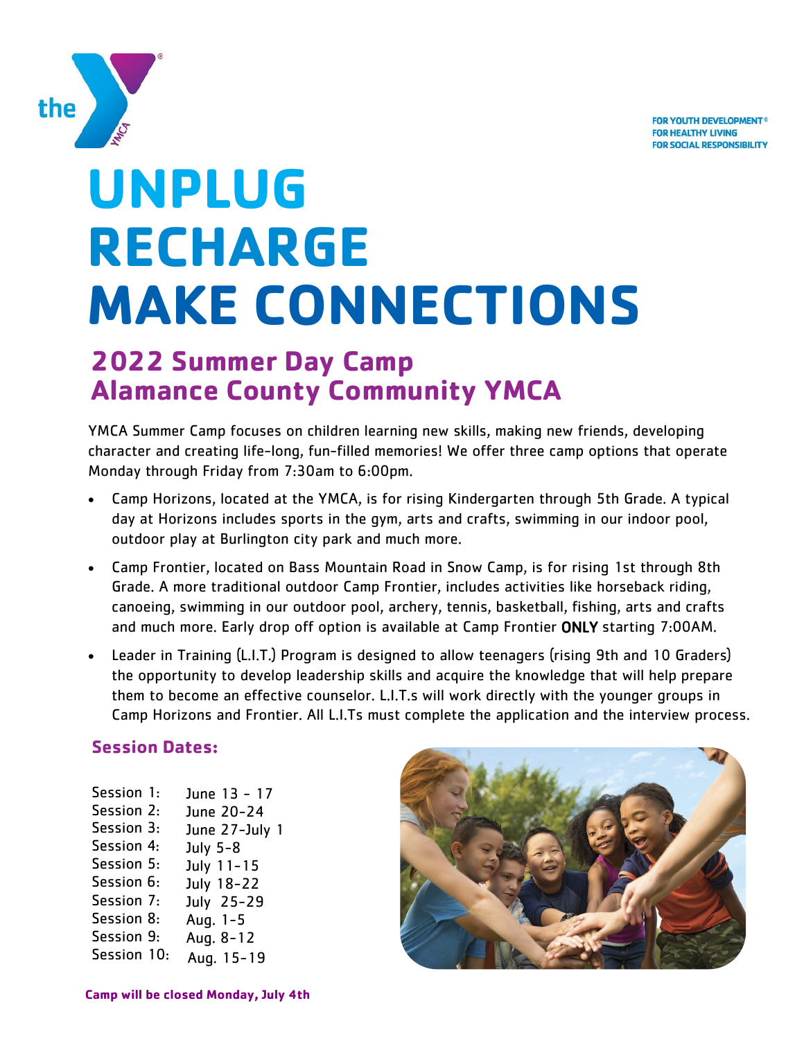FOR YOUTH DEVELOPMENT®
FOR HEALTHY LIVING
FOR SOCIAL RESPONSIBILITY

# UNPLUG RECHARGE MAKE CONNECTIONS

## 2022 Summer Day Camp Alamance County Community YMCA

YMCA Summer Camp focuses on children learning new skills, making new friends, developing character and creating life-long, fun-filled memories! We offer three camp options that operate Monday through Friday from 7:30am to 6:00pm.

- Camp Horizons, located at the YMCA, is for rising Kindergarten through 5th Grade. A typical day at Horizons includes sports in the gym, arts and crafts, swimming in our indoor pool, outdoor play at Burlington city park and much more.
- Camp Frontier, located on Bass Mountain Road in Snow Camp, is for rising 1st through 8th Grade. A more traditional outdoor Camp Frontier, includes activities like horseback riding, canoeing, swimming in our outdoor pool, archery, tennis, basketball, fishing, arts and crafts and much more. Early drop off option is available at Camp Frontier ONLY starting 7:00AM.
- Leader in Training (L.I.T.) Program is designed to allow teenagers (rising 9th and 10 Graders) the opportunity to develop leadership skills and acquire the knowledge that will help prepare them to become an effective counselor. L.I.T.s will work directly with the younger groups in Camp Horizons and Frontier. All L.I.Ts must complete the application and the interview process.

### Session Dates:

| | |
|---|---|
| Session 1: | June 13 - 17 |
| Session 2: | June 20-24 |
| Session 3: | June 27-July 1 |
| Session 4: | July 5-8 |
| Session 5: | July 11-15 |
| Session 6: | July 18-22 |
| Session 7: | July 25-29 |
| Session 8: | Aug. 1-5 |
| Session 9: | Aug. 8-12 |
| Session 10: | Aug. 15-19 |

**Camp will be closed Monday, July 4th**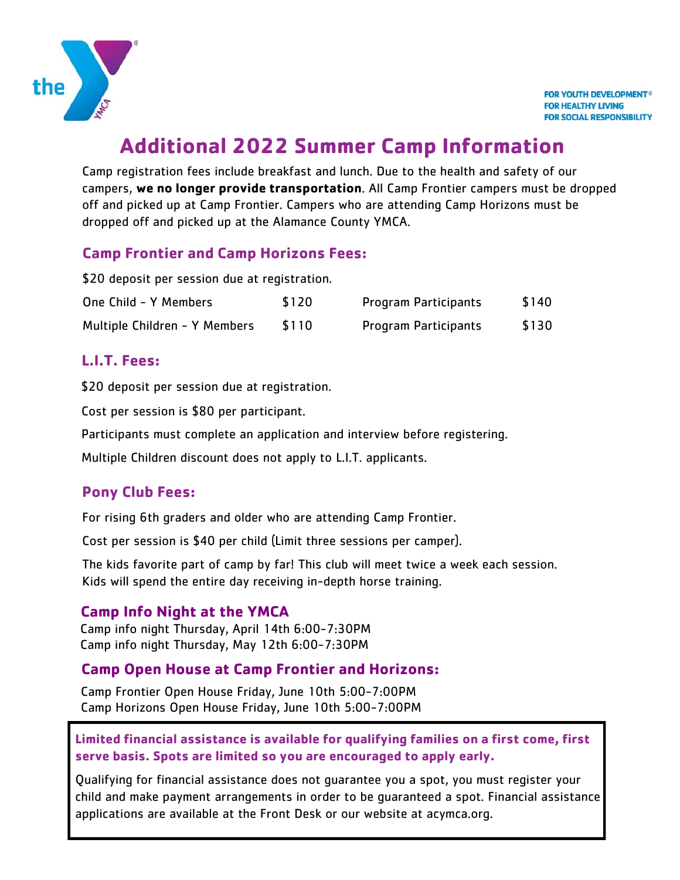FOR YOUTH DEVELOPMENT®
FOR HEALTHY LIVING
FOR SOCIAL RESPONSIBILITY

# Additional 2022 Summer Camp Information

Camp registration fees include breakfast and lunch. Due to the health and safety of our campers, **we no longer provide transportation**. All Camp Frontier campers must be dropped off and picked up at Camp Frontier. Campers who are attending Camp Horizons must be dropped off and picked up at the Alamance County YMCA.

## Camp Frontier and Camp Horizons Fees:

$20 deposit per session due at registration.

| | | | |
|---|---|---|---|
| One Child - Y Members | $120 | Program Participants | $140 |
| Multiple Children - Y Members | $110 | Program Participants | $130 |

## L.I.T. Fees:

$20 deposit per session due at registration.

Cost per session is $80 per participant.

Participants must complete an application and interview before registering.

Multiple Children discount does not apply to L.I.T. applicants.

## Pony Club Fees:

For rising 6th graders and older who are attending Camp Frontier.

Cost per session is $40 per child (Limit three sessions per camper).

The kids favorite part of camp by far! This club will meet twice a week each session. Kids will spend the entire day receiving in-depth horse training.

## Camp Info Night at the YMCA

Camp info night Thursday, April 14th 6:00-7:30PM
Camp info night Thursday, May 12th 6:00-7:30PM

## Camp Open House at Camp Frontier and Horizons:

Camp Frontier Open House Friday, June 10th 5:00-7:00PM
Camp Horizons Open House Friday, June 10th 5:00-7:00PM

**Limited financial assistance is available for qualifying families on a first come, first serve basis. Spots are limited so you are encouraged to apply early.**

Qualifying for financial assistance does not guarantee you a spot, you must register your child and make payment arrangements in order to be guaranteed a spot. Financial assistance applications are available at the Front Desk or our website at acymca.org.